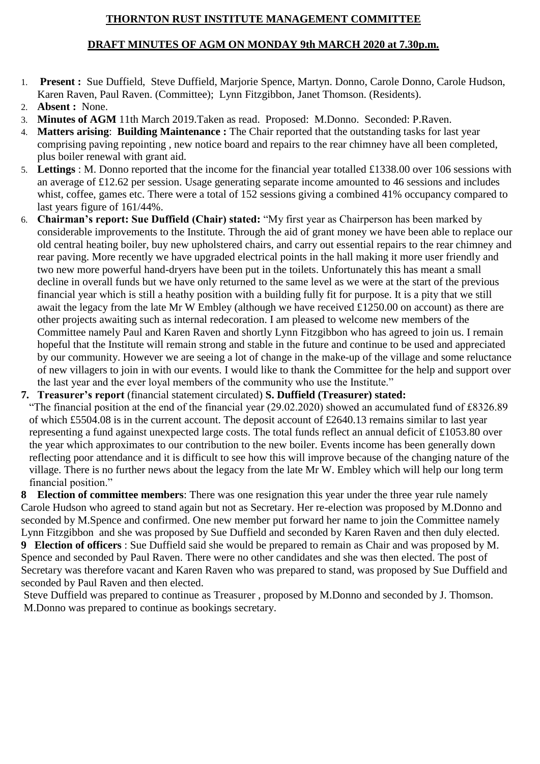# THORNTON RUST INSTITUTE MANAGEMENT COMMITTEE

## DRAFT MINUTES OF AGM ON MONDAY 9th MARCH 2020 at 7.30p.m.

1. **Present :** Sue Duffield, Steve Duffield, Marjorie Spence, Martyn. Donno, Carole Donno, Carole Hudson, Karen Raven, Paul Raven. (Committee); Lynn Fitzgibbon, Janet Thomson. (Residents).
2. **Absent :** None.
3. **Minutes of AGM** 11th March 2019.Taken as read. Proposed: M.Donno. Seconded: P.Raven.
4. **Matters arising**: **Building Maintenance :** The Chair reported that the outstanding tasks for last year comprising paving repointing , new notice board and repairs to the rear chimney have all been completed, plus boiler renewal with grant aid.
5. **Lettings** : M. Donno reported that the income for the financial year totalled £1338.00 over 106 sessions with an average of £12.62 per session. Usage generating separate income amounted to 46 sessions and includes whist, coffee, games etc. There were a total of 152 sessions giving a combined 41% occupancy compared to last years figure of 161/44%.
6. **Chairman's report: Sue Duffield (Chair) stated:** "My first year as Chairperson has been marked by considerable improvements to the Institute. Through the aid of grant money we have been able to replace our old central heating boiler, buy new upholstered chairs, and carry out essential repairs to the rear chimney and rear paving. More recently we have upgraded electrical points in the hall making it more user friendly and two new more powerful hand-dryers have been put in the toilets. Unfortunately this has meant a small decline in overall funds but we have only returned to the same level as we were at the start of the previous financial year which is still a heathy position with a building fully fit for purpose. It is a pity that we still await the legacy from the late Mr W Embley (although we have received £1250.00 on account) as there are other projects awaiting such as internal redecoration. I am pleased to welcome new members of the Committee namely Paul and Karen Raven and shortly Lynn Fitzgibbon who has agreed to join us. I remain hopeful that the Institute will remain strong and stable in the future and continue to be used and appreciated by our community. However we are seeing a lot of change in the make-up of the village and some reluctance of new villagers to join in with our events. I would like to thank the Committee for the help and support over the last year and the ever loyal members of the community who use the Institute."

**7. Treasurer's report** (financial statement circulated) **S. Duffield (Treasurer) stated:**
"The financial position at the end of the financial year (29.02.2020) showed an accumulated fund of £8326.89 of which £5504.08 is in the current account. The deposit account of £2640.13 remains similar to last year representing a fund against unexpected large costs. The total funds reflect an annual deficit of £1053.80 over the year which approximates to our contribution to the new boiler. Events income has been generally down reflecting poor attendance and it is difficult to see how this will improve because of the changing nature of the village. There is no further news about the legacy from the late Mr W. Embley which will help our long term financial position."

**8 Election of committee members**: There was one resignation this year under the three year rule namely Carole Hudson who agreed to stand again but not as Secretary. Her re-election was proposed by M.Donno and seconded by M.Spence and confirmed. One new member put forward her name to join the Committee namely Lynn Fitzgibbon and she was proposed by Sue Duffield and seconded by Karen Raven and then duly elected.

**9 Election of officers** : Sue Duffield said she would be prepared to remain as Chair and was proposed by M. Spence and seconded by Paul Raven. There were no other candidates and she was then elected. The post of Secretary was therefore vacant and Karen Raven who was prepared to stand, was proposed by Sue Duffield and seconded by Paul Raven and then elected.

Steve Duffield was prepared to continue as Treasurer , proposed by M.Donno and seconded by J. Thomson. M.Donno was prepared to continue as bookings secretary.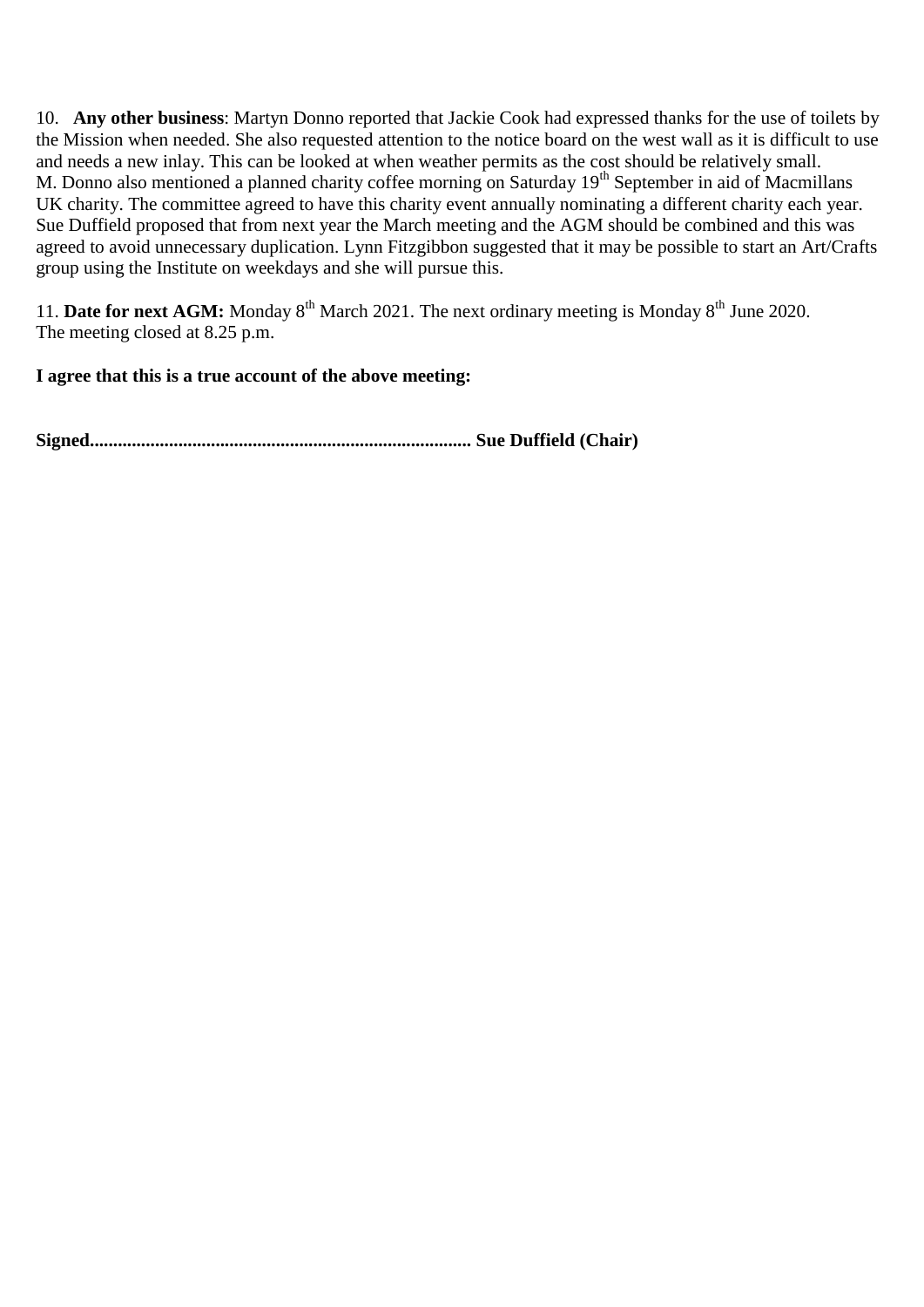10. **Any other business**: Martyn Donno reported that Jackie Cook had expressed thanks for the use of toilets by the Mission when needed. She also requested attention to the notice board on the west wall as it is difficult to use and needs a new inlay. This can be looked at when weather permits as the cost should be relatively small.
M. Donno also mentioned a planned charity coffee morning on Saturday 19th September in aid of Macmillans UK charity. The committee agreed to have this charity event annually nominating a different charity each year. Sue Duffield proposed that from next year the March meeting and the AGM should be combined and this was agreed to avoid unnecessary duplication. Lynn Fitzgibbon suggested that it may be possible to start an Art/Crafts group using the Institute on weekdays and she will pursue this.

11. **Date for next AGM:** Monday 8th March 2021. The next ordinary meeting is Monday 8th June 2020.
The meeting closed at 8.25 p.m.

**I agree that this is a true account of the above meeting:**

**Signed................................................................................. Sue Duffield (Chair)**